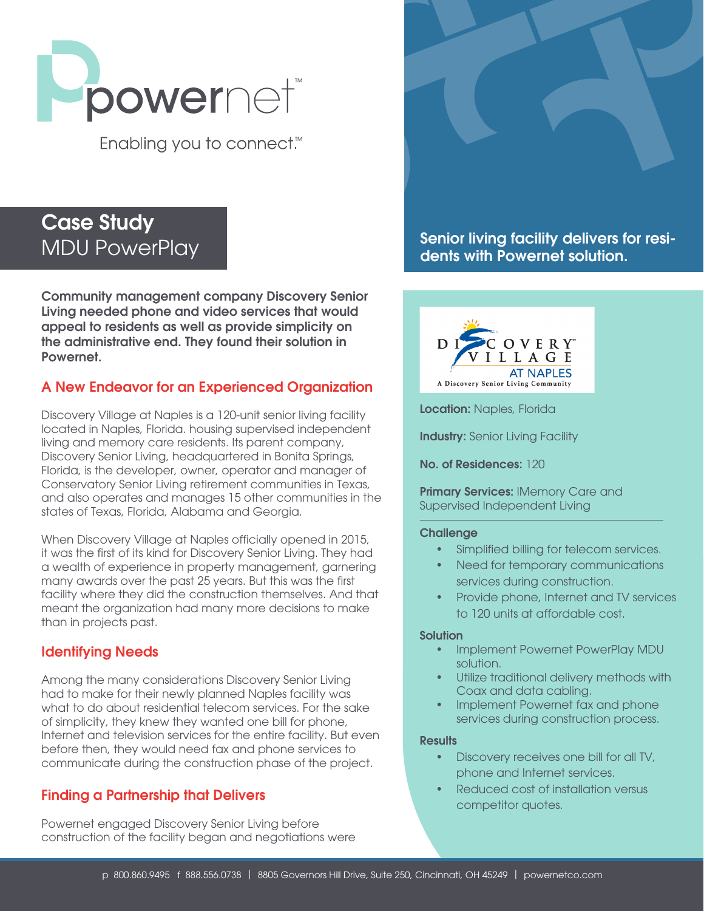powernet™

Enabling you to connect.™

# Case Study
## MDU PowerPlay

**Senior living facility delivers for residents with Powernet solution.**

**Community management company Discovery Senior Living needed phone and video services that would appeal to residents as well as provide simplicity on the administrative end. They found their solution in Powernet.**

### A New Endeavor for an Experienced Organization

Discovery Village at Naples is a 120-unit senior living facility located in Naples, Florida. housing supervised independent living and memory care residents. Its parent company, Discovery Senior Living, headquartered in Bonita Springs, Florida, is the developer, owner, operator and manager of Conservatory Senior Living retirement communities in Texas, and also operates and manages 15 other communities in the states of Texas, Florida, Alabama and Georgia.

When Discovery Village at Naples officially opened in 2015, it was the first of its kind for Discovery Senior Living. They had a wealth of experience in property management, garnering many awards over the past 25 years. But this was the first facility where they did the construction themselves. And that meant the organization had many more decisions to make than in projects past.

### Identifying Needs

Among the many considerations Discovery Senior Living had to make for their newly planned Naples facility was what to do about residential telecom services. For the sake of simplicity, they knew they wanted one bill for phone, Internet and television services for the entire facility. But even before then, they would need fax and phone services to communicate during the construction phase of the project.

### Finding a Partnership that Delivers

Powernet engaged Discovery Senior Living before construction of the facility began and negotiations were

---

DISCOVERY VILLAGE AT NAPLES
A Discovery Senior Living Community

**Location:** Naples, Florida

**Industry:** Senior Living Facility

**No. of Residences:** 120

**Primary Services:** IMemory Care and Supervised Independent Living

**Challenge**

- Simplified billing for telecom services.
- Need for temporary communications services during construction.
- Provide phone, Internet and TV services to 120 units at affordable cost.

**Solution**

- Implement Powernet PowerPlay MDU solution.
- Utilize traditional delivery methods with Coax and data cabling.
- Implement Powernet fax and phone services during construction process.

**Results**

- Discovery receives one bill for all TV, phone and Internet services.
- Reduced cost of installation versus competitor quotes.

p 800.860.9495 f 888.556.0738 | 8805 Governors Hill Drive, Suite 250, Cincinnati, OH 45249 | powernetco.com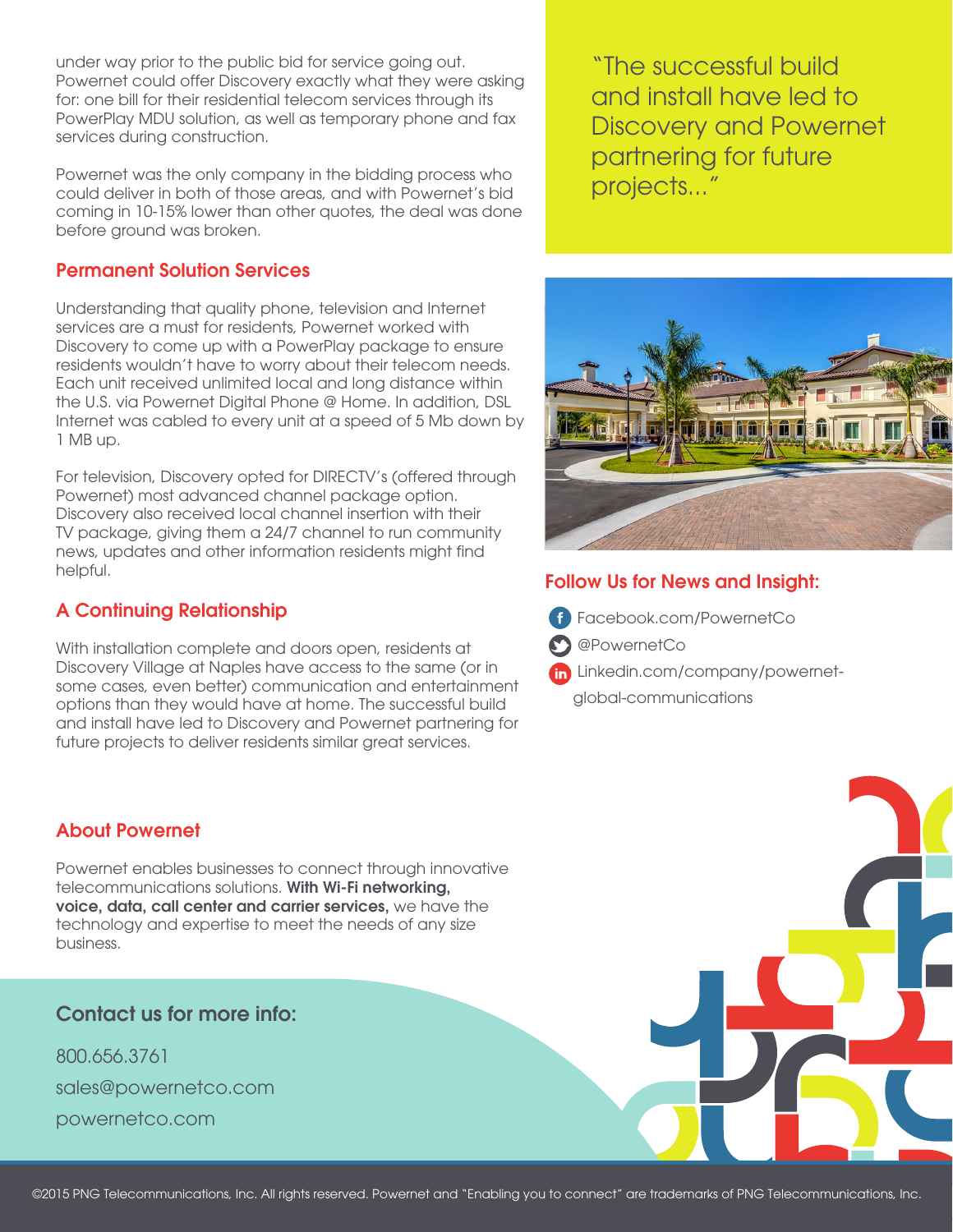under way prior to the public bid for service going out. Powernet could offer Discovery exactly what they were asking for: one bill for their residential telecom services through its PowerPlay MDU solution, as well as temporary phone and fax services during construction.

Powernet was the only company in the bidding process who could deliver in both of those areas, and with Powernet's bid coming in 10-15% lower than other quotes, the deal was done before ground was broken.

## Permanent Solution Services

Understanding that quality phone, television and Internet services are a must for residents, Powernet worked with Discovery to come up with a PowerPlay package to ensure residents wouldn't have to worry about their telecom needs. Each unit received unlimited local and long distance within the U.S. via Powernet Digital Phone @ Home. In addition, DSL Internet was cabled to every unit at a speed of 5 Mb down by 1 MB up.

For television, Discovery opted for DIRECTV's (offered through Powernet) most advanced channel package option. Discovery also received local channel insertion with their TV package, giving them a 24/7 channel to run community news, updates and other information residents might find helpful.

## A Continuing Relationship

With installation complete and doors open, residents at Discovery Village at Naples have access to the same (or in some cases, even better) communication and entertainment options than they would have at home. The successful build and install have led to Discovery and Powernet partnering for future projects to deliver residents similar great services.

> "The successful build and install have led to Discovery and Powernet partnering for future projects..."

## Follow Us for News and Insight:

- Facebook.com/PowernetCo
- @PowernetCo
- Linkedin.com/company/powernet-global-communications

## About Powernet

Powernet enables businesses to connect through innovative telecommunications solutions. **With Wi-Fi networking, voice, data, call center and carrier services,** we have the technology and expertise to meet the needs of any size business.

## Contact us for more info:

800.656.3761

sales@powernetco.com

powernetco.com

©2015 PNG Telecommunications, Inc. All rights reserved. Powernet and "Enabling you to connect" are trademarks of PNG Telecommunications, Inc.